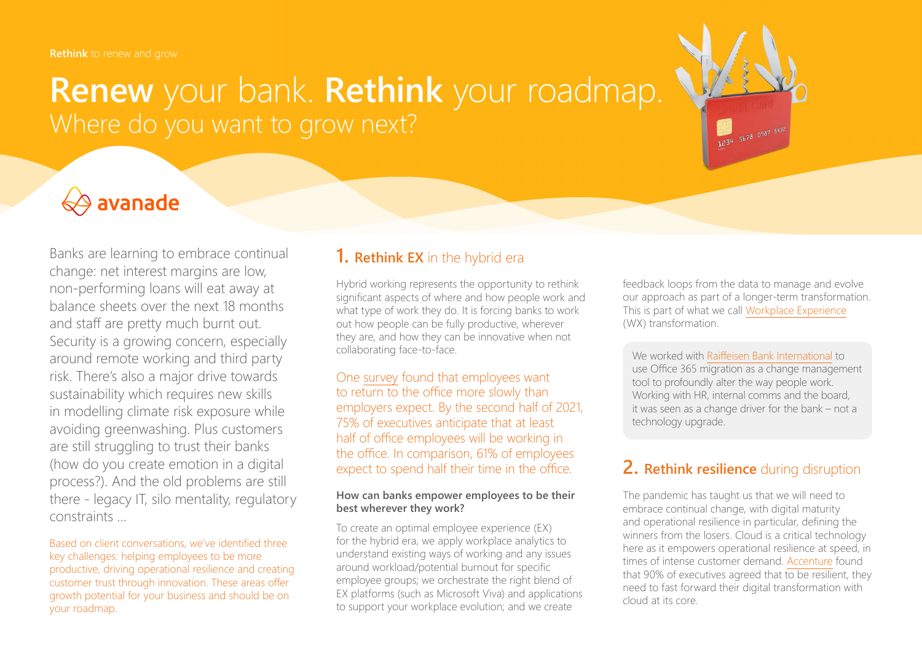**Rethink** to renew and grow

# **Renew** your bank. **Rethink** your roadmap. Where do you want to grow next?

avanade

Banks are learning to embrace continual change: net interest margins are low, non-performing loans will eat away at balance sheets over the next 18 months and staff are pretty much burnt out. Security is a growing concern, especially around remote working and third party risk. There's also a major drive towards sustainability which requires new skills in modelling climate risk exposure while avoiding greenwashing. Plus customers are still struggling to trust their banks (how do you create emotion in a digital process?). And the old problems are still there - legacy IT, silo mentality, regulatory constraints ...

Based on client conversations, we've identified three key challenges: helping employees to be more productive, driving operational resilience and creating customer trust through innovation. These areas offer growth potential for your business and should be on your roadmap.

## 1. **Rethink EX** in the hybrid era

Hybrid working represents the opportunity to rethink significant aspects of where and how people work and what type of work they do. It is forcing banks to work out how people can be fully productive, wherever they are, and how they can be innovative when not collaborating face-to-face.

One survey found that employees want to return to the office more slowly than employers expect. By the second half of 2021, 75% of executives anticipate that at least half of office employees will be working in the office. In comparison, 61% of employees expect to spend half their time in the office.

**How can banks empower employees to be their best wherever they work?**

To create an optimal employee experience (EX) for the hybrid era, we apply workplace analytics to understand existing ways of working and any issues around workload/potential burnout for specific employee groups; we orchestrate the right blend of EX platforms (such as Microsoft Viva) and applications to support your workplace evolution; and we create feedback loops from the data to manage and evolve our approach as part of a longer-term transformation. This is part of what we call Workplace Experience (WX) transformation.

We worked with Raiffeisen Bank International to use Office 365 migration as a change management tool to profoundly alter the way people work. Working with HR, internal comms and the board, it was seen as a change driver for the bank – not a technology upgrade.

## 2. **Rethink resilience** during disruption

The pandemic has taught us that we will need to embrace continual change, with digital maturity and operational resilience in particular, defining the winners from the losers. Cloud is a critical technology here as it empowers operational resilience at speed, in times of intense customer demand. Accenture found that 90% of executives agreed that to be resilient, they need to fast forward their digital transformation with cloud at its core.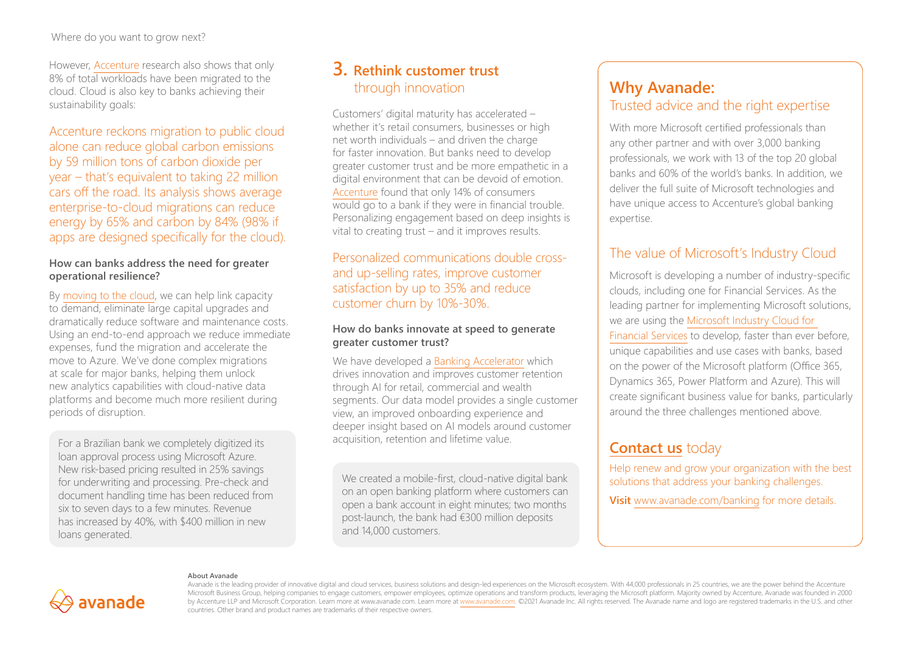However, Accenture research also shows that only 8% of total workloads have been migrated to the cloud. Cloud is also key to banks achieving their sustainability goals:

Accenture reckons migration to public cloud alone can reduce global carbon emissions by 59 million tons of carbon dioxide per year – that's equivalent to taking 22 million cars off the road. Its analysis shows average enterprise-to-cloud migrations can reduce energy by 65% and carbon by 84% (98% if apps are designed specifically for the cloud).

**How can banks address the need for greater operational resilience?**

By moving to the cloud, we can help link capacity to demand, eliminate large capital upgrades and dramatically reduce software and maintenance costs. Using an end-to-end approach we reduce immediate expenses, fund the migration and accelerate the move to Azure. We've done complex migrations at scale for major banks, helping them unlock new analytics capabilities with cloud-native data platforms and become much more resilient during periods of disruption.

For a Brazilian bank we completely digitized its loan approval process using Microsoft Azure. New risk-based pricing resulted in 25% savings for underwriting and processing. Pre-check and document handling time has been reduced from six to seven days to a few minutes. Revenue has increased by 40%, with $400 million in new loans generated.

## 3. Rethink customer trust through innovation

Customers' digital maturity has accelerated – whether it's retail consumers, businesses or high net worth individuals – and driven the charge for faster innovation. But banks need to develop greater customer trust and be more empathetic in a digital environment that can be devoid of emotion. Accenture found that only 14% of consumers would go to a bank if they were in financial trouble. Personalizing engagement based on deep insights is vital to creating trust – and it improves results.

Personalized communications double cross- and up-selling rates, improve customer satisfaction by up to 35% and reduce customer churn by 10%-30%.

**How do banks innovate at speed to generate greater customer trust?**

We have developed a Banking Accelerator which drives innovation and improves customer retention through AI for retail, commercial and wealth segments. Our data model provides a single customer view, an improved onboarding experience and deeper insight based on AI models around customer acquisition, retention and lifetime value.

We created a mobile-first, cloud-native digital bank on an open banking platform where customers can open a bank account in eight minutes; two months post-launch, the bank had €300 million deposits and 14,000 customers.

## Why Avanade: Trusted advice and the right expertise

With more Microsoft certified professionals than any other partner and with over 3,000 banking professionals, we work with 13 of the top 20 global banks and 60% of the world's banks. In addition, we deliver the full suite of Microsoft technologies and have unique access to Accenture's global banking expertise.

### The value of Microsoft's Industry Cloud

Microsoft is developing a number of industry-specific clouds, including one for Financial Services. As the leading partner for implementing Microsoft solutions, we are using the Microsoft Industry Cloud for Financial Services to develop, faster than ever before, unique capabilities and use cases with banks, based on the power of the Microsoft platform (Office 365, Dynamics 365, Power Platform and Azure). This will create significant business value for banks, particularly around the three challenges mentioned above.

### **Contact us** today

Help renew and grow your organization with the best solutions that address your banking challenges.

**Visit** www.avanade.com/banking for more details.

**About Avanade**

Avanade is the leading provider of innovative digital and cloud services, business solutions and design-led experiences on the Microsoft ecosystem. With 44,000 professionals in 25 countries, we are the power behind the Accenture Microsoft Business Group, helping companies to engage customers, empower employees, optimize operations and transform products, leveraging the Microsoft platform. Majority owned by Accenture, Avanade was founded in 2000 by Accenture LLP and Microsoft Corporation. Learn more at www.avanade.com. Learn more at www.avanade.com. ©2021 Avanade Inc. All rights reserved. The Avanade name and logo are registered trademarks in the U.S. and other countries. Other brand and product names are trademarks of their respective owners.

avanade